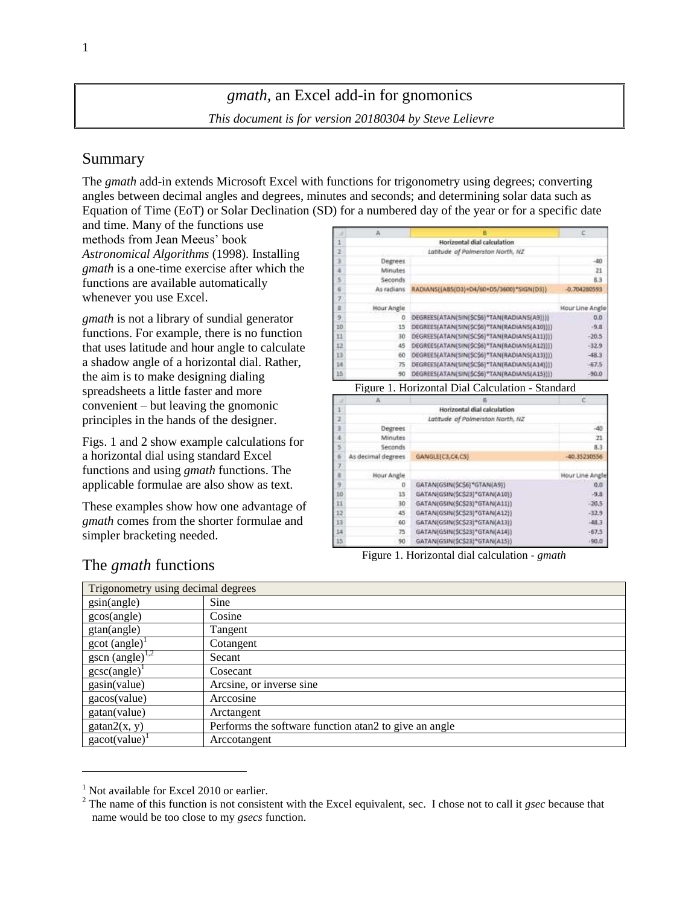# *gmath*, an Excel add-in for gnomonics

*This document is for version 20180304 by Steve Lelievre*

## Summary

The *gmath* add-in extends Microsoft Excel with functions for trigonometry using degrees; converting angles between decimal angles and degrees, minutes and seconds; and determining solar data such as Equation of Time (EoT) or Solar Declination (SD) for a numbered day of the year or for a specific date and time. Many of the functions use methods from Jean Meeus' book *Astronomical Algorithms* (1998). Installing *gmath* is a one-time exercise after which the functions are available automatically whenever you use Excel.

*gmath* is not a library of sundial generator functions. For example, there is no function that uses latitude and hour angle to calculate a shadow angle of a horizontal dial. Rather, the aim is to make designing dialing spreadsheets a little faster and more convenient – but leaving the gnomonic principles in the hands of the designer.

Figs. 1 and 2 show example calculations for a horizontal dial using standard Excel functions and using *gmath* functions. The applicable formulae are also show as text.

These examples show how one advantage of *gmath* comes from the shorter formulae and simpler bracketing needed.

| | A | B | C |
|---|---|---|---|
| 1 | | Horizontal dial calculation | |
| 2 | | *Latitude of Palmerston North, NZ* | |
| 3 | Degrees | | -40 |
| 4 | Minutes | | 21 |
| 5 | Seconds | | 8.3 |
| 6 | As radians | RADIANS((ABS(D3)+D4/60+D5/3600)*SIGN(D3)) | -0.704280593 |
| 7 | | | |
| 8 | Hour Angle | | Hour Line Angle |
| 9 | 0 | DEGREES(ATAN(SIN($C$6)*TAN(RADIANS(A9)))) | 0.0 |
| 10 | 15 | DEGREES(ATAN(SIN($C$6)*TAN(RADIANS(A10)))) | -9.8 |
| 11 | 30 | DEGREES(ATAN(SIN($C$6)*TAN(RADIANS(A11)))) | -20.5 |
| 12 | 45 | DEGREES(ATAN(SIN($C$6)*TAN(RADIANS(A12)))) | -32.9 |
| 13 | 60 | DEGREES(ATAN(SIN($C$6)*TAN(RADIANS(A13)))) | -48.3 |
| 14 | 75 | DEGREES(ATAN(SIN($C$6)*TAN(RADIANS(A14)))) | -67.5 |
| 15 | 90 | DEGREES(ATAN(SIN($C$6)*TAN(RADIANS(A15)))) | -90.0 |

Figure 1. Horizontal Dial Calculation - Standard

| | A | B | C |
|---|---|---|---|
| 1 | | Horizontal dial calculation | |
| 2 | | *Latitude of Palmerston North, NZ* | |
| 3 | Degrees | | -40 |
| 4 | Minutes | | 21 |
| 5 | Seconds | | 8.3 |
| 6 | As decimal degrees | GANGLE(C3,C4,C5) | -40.35230556 |
| 7 | | | |
| 8 | Hour Angle | | Hour Line Angle |
| 9 | 0 | GATAN(GSIN($C$6)*GTAN(A9)) | 0.0 |
| 10 | 15 | GATAN(GSIN($C$23)*GTAN(A10)) | -9.8 |
| 11 | 30 | GATAN(GSIN($C$23)*GTAN(A11)) | -20.5 |
| 12 | 45 | GATAN(GSIN($C$23)*GTAN(A12)) | -32.9 |
| 13 | 60 | GATAN(GSIN($C$23)*GTAN(A13)) | -48.3 |
| 14 | 75 | GATAN(GSIN($C$23)*GTAN(A14)) | -67.5 |
| 15 | 90 | GATAN(GSIN($C$23)*GTAN(A15)) | -90.0 |

Figure 1. Horizontal dial calculation - *gmath*

## The *gmath* functions

| Trigonometry using decimal degrees | |
|---|---|
| gsin(angle) | Sine |
| gcos(angle) | Cosine |
| gtan(angle) | Tangent |
| gcot (angle)[1] | Cotangent |
| gscn (angle)[1,2] | Secant |
| gcsc(angle)[1] | Cosecant |
| gasin(value) | Arcsine, or inverse sine |
| gacos(value) | Arccosine |
| gatan(value) | Arctangent |
| gatan2(x, y) | Performs the software function atan2 to give an angle |
| gacot(value)[1] | Arccotangent |

[1] Not available for Excel 2010 or earlier.

[2] The name of this function is not consistent with the Excel equivalent, sec. I chose not to call it *gsec* because that name would be too close to my *gsecs* function.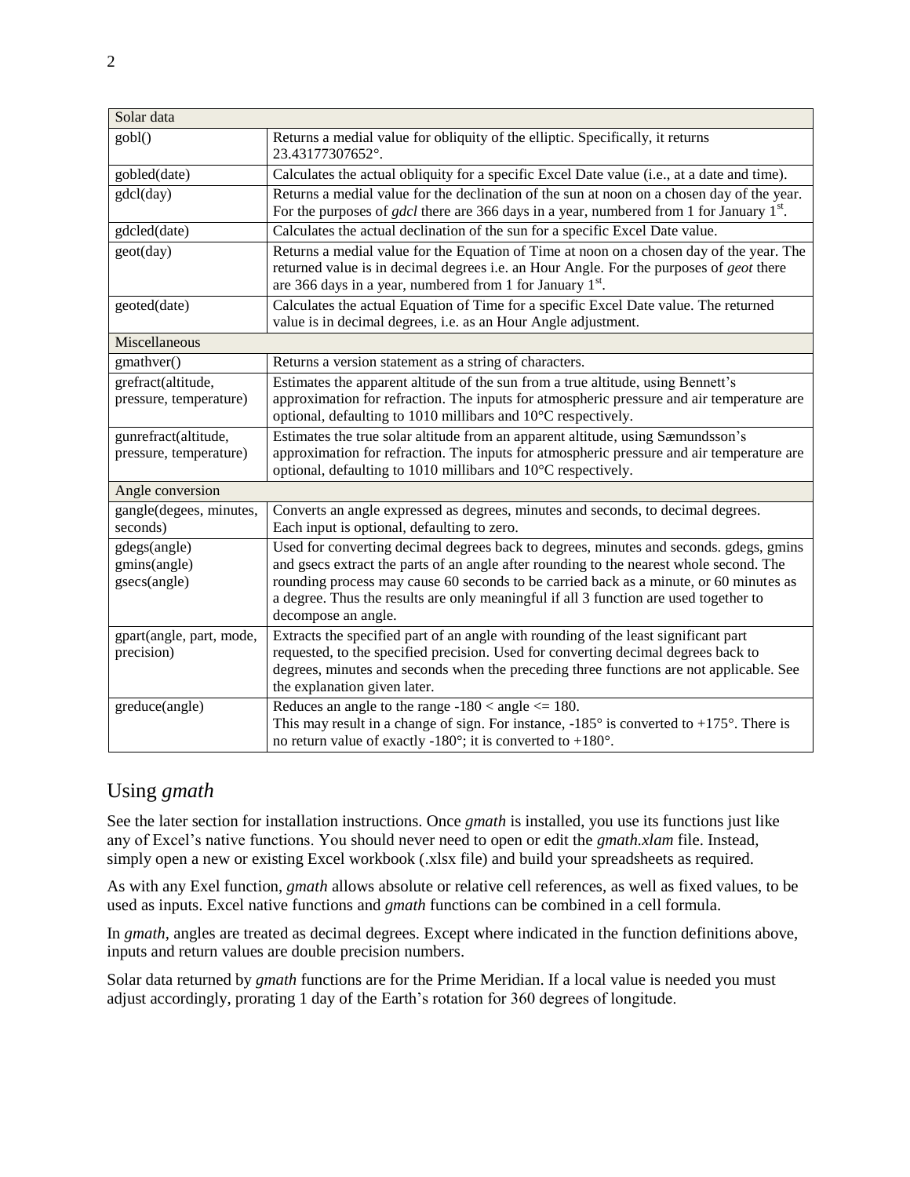| Solar data | |
|---|---|
| gobl() | Returns a medial value for obliquity of the elliptic. Specifically, it returns 23.43177307652°. |
| gobled(date) | Calculates the actual obliquity for a specific Excel Date value (i.e., at a date and time). |
| gdcl(day) | Returns a medial value for the declination of the sun at noon on a chosen day of the year. For the purposes of *gdcl* there are 366 days in a year, numbered from 1 for January 1st. |
| gdcled(date) | Calculates the actual declination of the sun for a specific Excel Date value. |
| geot(day) | Returns a medial value for the Equation of Time at noon on a chosen day of the year. The returned value is in decimal degrees i.e. an Hour Angle. For the purposes of *geot* there are 366 days in a year, numbered from 1 for January 1st. |
| geoted(date) | Calculates the actual Equation of Time for a specific Excel Date value. The returned value is in decimal degrees, i.e. as an Hour Angle adjustment. |
| Miscellaneous | |
| gmathver() | Returns a version statement as a string of characters. |
| grefract(altitude, pressure, temperature) | Estimates the apparent altitude of the sun from a true altitude, using Bennett's approximation for refraction. The inputs for atmospheric pressure and air temperature are optional, defaulting to 1010 millibars and 10°C respectively. |
| gunrefract(altitude, pressure, temperature) | Estimates the true solar altitude from an apparent altitude, using Sæmundsson's approximation for refraction. The inputs for atmospheric pressure and air temperature are optional, defaulting to 1010 millibars and 10°C respectively. |
| Angle conversion | |
| gangle(degees, minutes, seconds) | Converts an angle expressed as degrees, minutes and seconds, to decimal degrees. Each input is optional, defaulting to zero. |
| gdegs(angle) gmins(angle) gsecs(angle) | Used for converting decimal degrees back to degrees, minutes and seconds. gdegs, gmins and gsecs extract the parts of an angle after rounding to the nearest whole second. The rounding process may cause 60 seconds to be carried back as a minute, or 60 minutes as a degree. Thus the results are only meaningful if all 3 function are used together to decompose an angle. |
| gpart(angle, part, mode, precision) | Extracts the specified part of an angle with rounding of the least significant part requested, to the specified precision. Used for converting decimal degrees back to degrees, minutes and seconds when the preceding three functions are not applicable. See the explanation given later. |
| greduce(angle) | Reduces an angle to the range -180 < angle <= 180. This may result in a change of sign. For instance, -185° is converted to +175°. There is no return value of exactly -180°; it is converted to +180°. |

## Using *gmath*

See the later section for installation instructions. Once *gmath* is installed, you use its functions just like any of Excel's native functions. You should never need to open or edit the *gmath.xlam* file. Instead, simply open a new or existing Excel workbook (.xlsx file) and build your spreadsheets as required.

As with any Exel function, *gmath* allows absolute or relative cell references, as well as fixed values, to be used as inputs. Excel native functions and *gmath* functions can be combined in a cell formula.

In *gmath*, angles are treated as decimal degrees. Except where indicated in the function definitions above, inputs and return values are double precision numbers.

Solar data returned by *gmath* functions are for the Prime Meridian. If a local value is needed you must adjust accordingly, prorating 1 day of the Earth's rotation for 360 degrees of longitude.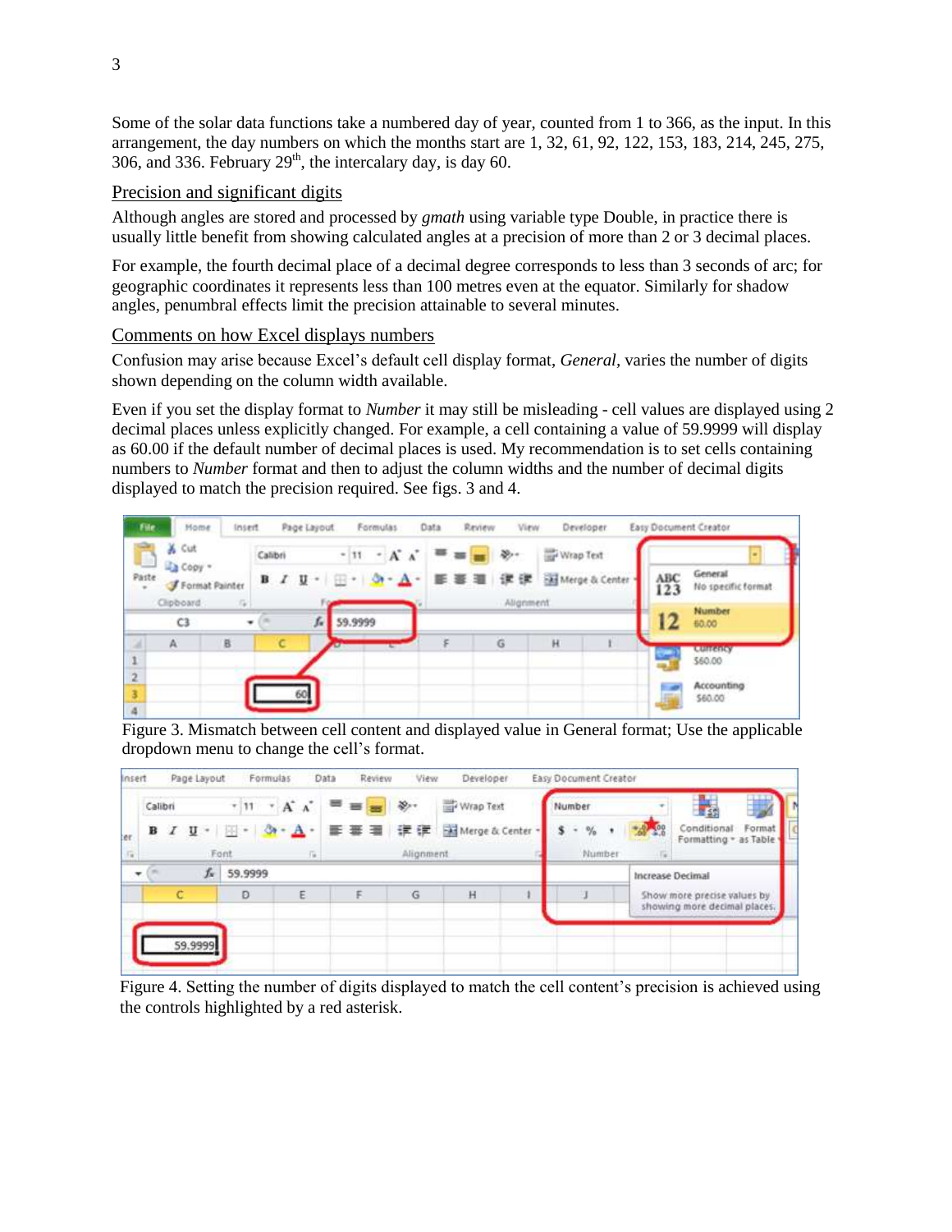Some of the solar data functions take a numbered day of year, counted from 1 to 366, as the input. In this arrangement, the day numbers on which the months start are 1, 32, 61, 92, 122, 153, 183, 214, 245, 275, 306, and 336. February 29th, the intercalary day, is day 60.

## Precision and significant digits

Although angles are stored and processed by *gmath* using variable type Double, in practice there is usually little benefit from showing calculated angles at a precision of more than 2 or 3 decimal places.

For example, the fourth decimal place of a decimal degree corresponds to less than 3 seconds of arc; for geographic coordinates it represents less than 100 metres even at the equator. Similarly for shadow angles, penumbral effects limit the precision attainable to several minutes.

## Comments on how Excel displays numbers

Confusion may arise because Excel's default cell display format, *General*, varies the number of digits shown depending on the column width available.

Even if you set the display format to *Number* it may still be misleading - cell values are displayed using 2 decimal places unless explicitly changed. For example, a cell containing a value of 59.9999 will display as 60.00 if the default number of decimal places is used. My recommendation is to set cells containing numbers to *Number* format and then to adjust the column widths and the number of decimal digits displayed to match the precision required. See figs. 3 and 4.

Figure 3. Mismatch between cell content and displayed value in General format; Use the applicable dropdown menu to change the cell's format.

Figure 4. Setting the number of digits displayed to match the cell content's precision is achieved using the controls highlighted by a red asterisk.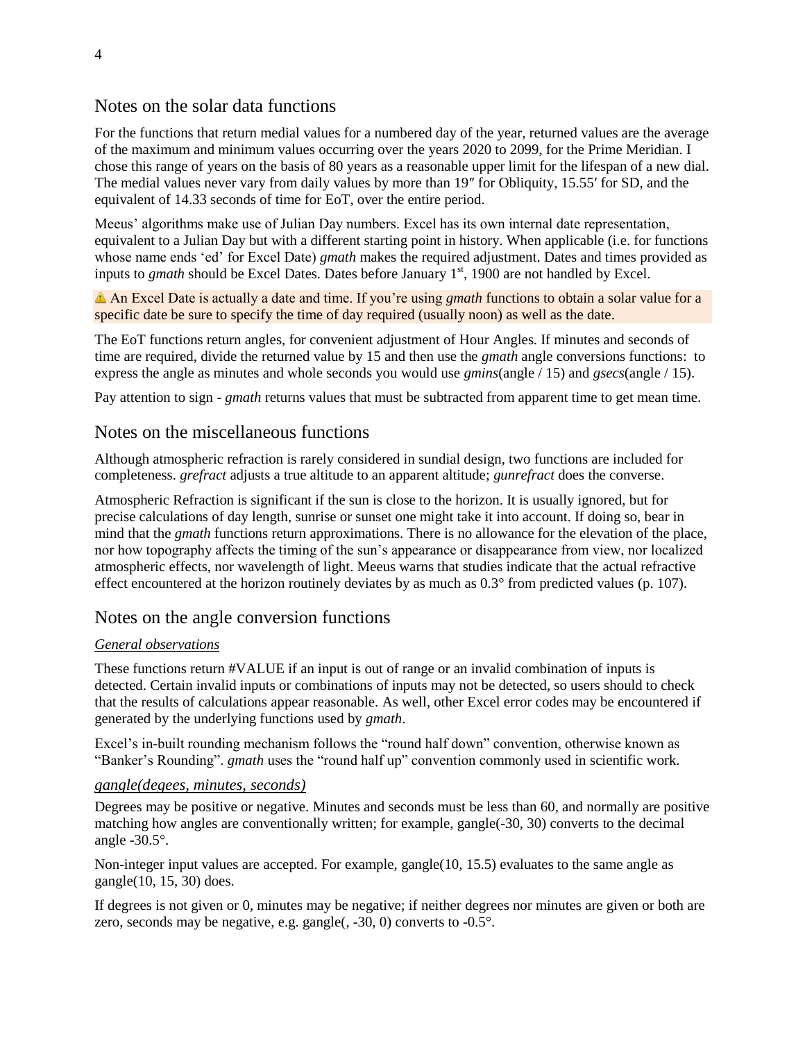## Notes on the solar data functions

For the functions that return medial values for a numbered day of the year, returned values are the average of the maximum and minimum values occurring over the years 2020 to 2099, for the Prime Meridian. I chose this range of years on the basis of 80 years as a reasonable upper limit for the lifespan of a new dial. The medial values never vary from daily values by more than 19″ for Obliquity, 15.55′ for SD, and the equivalent of 14.33 seconds of time for EoT, over the entire period.

Meeus' algorithms make use of Julian Day numbers. Excel has its own internal date representation, equivalent to a Julian Day but with a different starting point in history. When applicable (i.e. for functions whose name ends 'ed' for Excel Date) *gmath* makes the required adjustment. Dates and times provided as inputs to *gmath* should be Excel Dates. Dates before January 1st, 1900 are not handled by Excel.

⚠ An Excel Date is actually a date and time. If you're using *gmath* functions to obtain a solar value for a specific date be sure to specify the time of day required (usually noon) as well as the date.

The EoT functions return angles, for convenient adjustment of Hour Angles. If minutes and seconds of time are required, divide the returned value by 15 and then use the *gmath* angle conversions functions: to express the angle as minutes and whole seconds you would use *gmins*(angle / 15) and *gsecs*(angle / 15).

Pay attention to sign - *gmath* returns values that must be subtracted from apparent time to get mean time.

## Notes on the miscellaneous functions

Although atmospheric refraction is rarely considered in sundial design, two functions are included for completeness. *grefract* adjusts a true altitude to an apparent altitude; *gunrefract* does the converse.

Atmospheric Refraction is significant if the sun is close to the horizon. It is usually ignored, but for precise calculations of day length, sunrise or sunset one might take it into account. If doing so, bear in mind that the *gmath* functions return approximations. There is no allowance for the elevation of the place, nor how topography affects the timing of the sun's appearance or disappearance from view, nor localized atmospheric effects, nor wavelength of light. Meeus warns that studies indicate that the actual refractive effect encountered at the horizon routinely deviates by as much as 0.3° from predicted values (p. 107).

## Notes on the angle conversion functions

### *General observations*

These functions return #VALUE if an input is out of range or an invalid combination of inputs is detected. Certain invalid inputs or combinations of inputs may not be detected, so users should to check that the results of calculations appear reasonable. As well, other Excel error codes may be encountered if generated by the underlying functions used by *gmath*.

Excel's in-built rounding mechanism follows the "round half down" convention, otherwise known as "Banker's Rounding". *gmath* uses the "round half up" convention commonly used in scientific work.

### *gangle(degees, minutes, seconds)*

Degrees may be positive or negative. Minutes and seconds must be less than 60, and normally are positive matching how angles are conventionally written; for example, gangle(-30, 30) converts to the decimal angle -30.5°.

Non-integer input values are accepted. For example, gangle(10, 15.5) evaluates to the same angle as gangle(10, 15, 30) does.

If degrees is not given or 0, minutes may be negative; if neither degrees nor minutes are given or both are zero, seconds may be negative, e.g. gangle(, -30, 0) converts to -0.5°.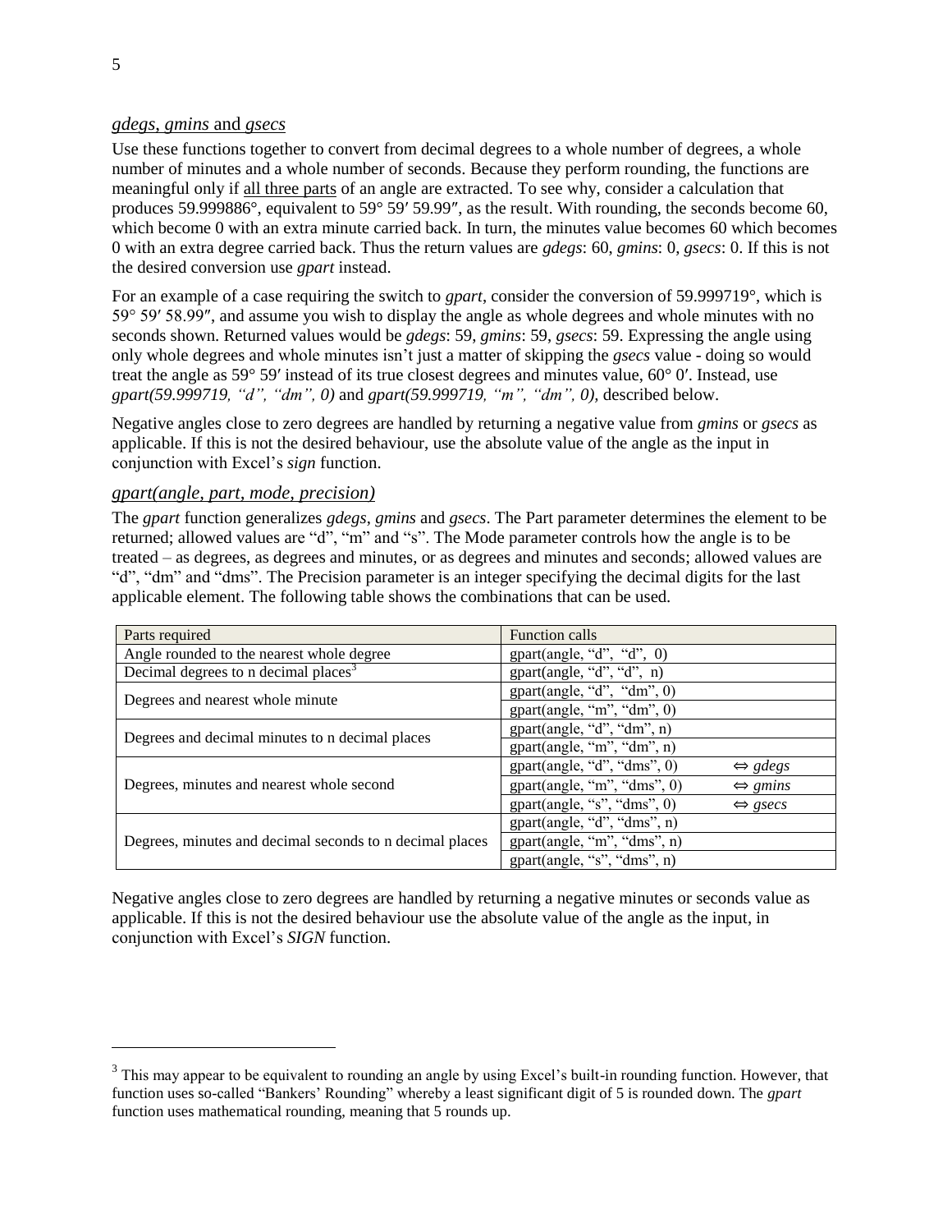### *gdegs, gmins* and *gsecs*

Use these functions together to convert from decimal degrees to a whole number of degrees, a whole number of minutes and a whole number of seconds. Because they perform rounding, the functions are meaningful only if <u>all three parts</u> of an angle are extracted. To see why, consider a calculation that produces 59.999886°, equivalent to 59° 59′ 59.99″, as the result. With rounding, the seconds become 60, which become 0 with an extra minute carried back. In turn, the minutes value becomes 60 which becomes 0 with an extra degree carried back. Thus the return values are *gdegs*: 60, *gmins*: 0, *gsecs*: 0. If this is not the desired conversion use *gpart* instead.

For an example of a case requiring the switch to *gpart*, consider the conversion of 59.999719°, which is 59° 59′ 58.99″, and assume you wish to display the angle as whole degrees and whole minutes with no seconds shown. Returned values would be *gdegs*: 59, *gmins*: 59, *gsecs*: 59. Expressing the angle using only whole degrees and whole minutes isn't just a matter of skipping the *gsecs* value - doing so would treat the angle as 59° 59′ instead of its true closest degrees and minutes value, 60° 0′. Instead, use *gpart(59.999719, "d", "dm", 0)* and *gpart(59.999719, "m", "dm", 0)*, described below.

Negative angles close to zero degrees are handled by returning a negative value from *gmins* or *gsecs* as applicable. If this is not the desired behaviour, use the absolute value of the angle as the input in conjunction with Excel's *sign* function.

### *gpart(angle, part, mode, precision)*

The *gpart* function generalizes *gdegs*, *gmins* and *gsecs*. The Part parameter determines the element to be returned; allowed values are "d", "m" and "s". The Mode parameter controls how the angle is to be treated – as degrees, as degrees and minutes, or as degrees and minutes and seconds; allowed values are "d", "dm" and "dms". The Precision parameter is an integer specifying the decimal digits for the last applicable element. The following table shows the combinations that can be used.

| Parts required | Function calls | |
|---|---|---|
| Angle rounded to the nearest whole degree | gpart(angle, "d", "d", 0) | |
| Decimal degrees to n decimal places[3] | gpart(angle, "d", "d", n) | |
| Degrees and nearest whole minute | gpart(angle, "d", "dm", 0) | |
| | gpart(angle, "m", "dm", 0) | |
| Degrees and decimal minutes to n decimal places | gpart(angle, "d", "dm", n) | |
| | gpart(angle, "m", "dm", n) | |
| Degrees, minutes and nearest whole second | gpart(angle, "d", "dms", 0) | ⇔ *gdegs* |
| | gpart(angle, "m", "dms", 0) | ⇔ *gmins* |
| | gpart(angle, "s", "dms", 0) | ⇔ *gsecs* |
| Degrees, minutes and decimal seconds to n decimal places | gpart(angle, "d", "dms", n) | |
| | gpart(angle, "m", "dms", n) | |
| | gpart(angle, "s", "dms", n) | |

Negative angles close to zero degrees are handled by returning a negative minutes or seconds value as applicable. If this is not the desired behaviour use the absolute value of the angle as the input, in conjunction with Excel's *SIGN* function.

---

[3] This may appear to be equivalent to rounding an angle by using Excel's built-in rounding function. However, that function uses so-called "Bankers' Rounding" whereby a least significant digit of 5 is rounded down. The *gpart* function uses mathematical rounding, meaning that 5 rounds up.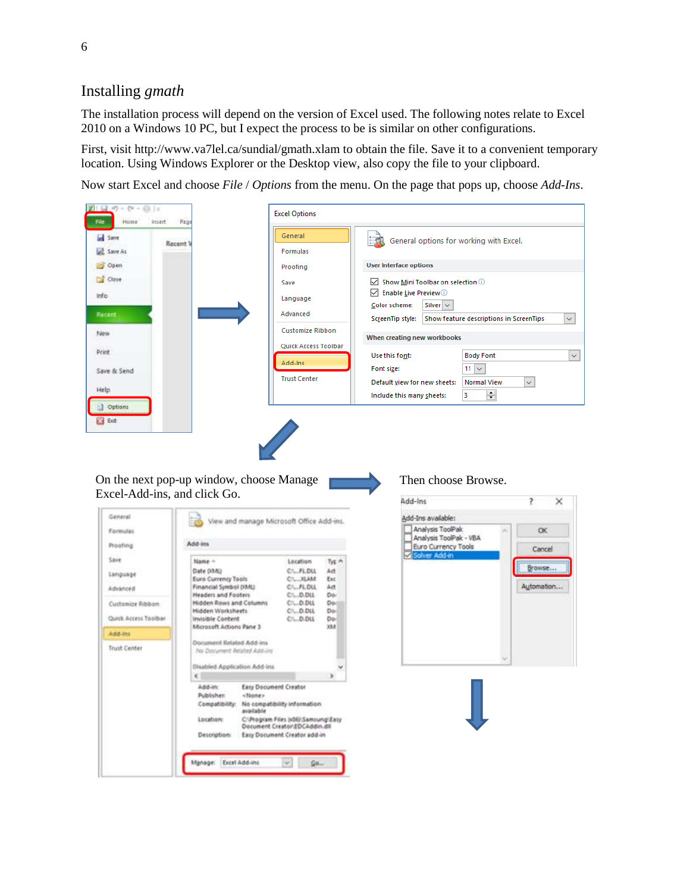## Installing *gmath*

The installation process will depend on the version of Excel used. The following notes relate to Excel 2010 on a Windows 10 PC, but I expect the process to be is similar on other configurations.

First, visit http://www.va7lel.ca/sundial/gmath.xlam to obtain the file. Save it to a convenient temporary location. Using Windows Explorer or the Desktop view, also copy the file to your clipboard.

Now start Excel and choose *File* / *Options* from the menu. On the page that pops up, choose *Add-Ins*.

On the next pop-up window, choose Manage Excel-Add-ins, and click Go.

Then choose Browse.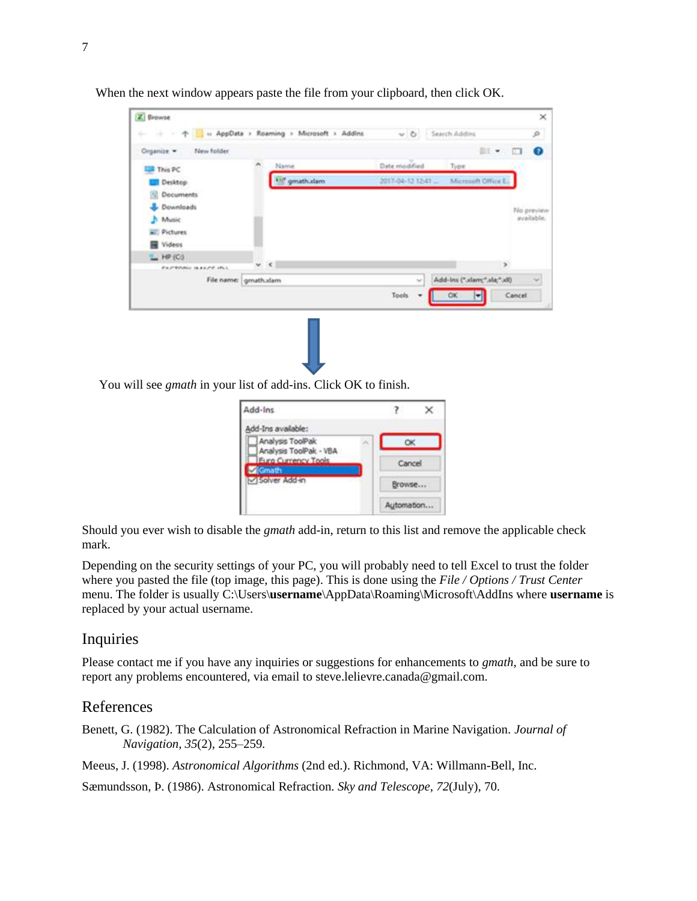When the next window appears paste the file from your clipboard, then click OK.

You will see *gmath* in your list of add-ins. Click OK to finish.

Should you ever wish to disable the *gmath* add-in, return to this list and remove the applicable check mark.

Depending on the security settings of your PC, you will probably need to tell Excel to trust the folder where you pasted the file (top image, this page). This is done using the *File / Options / Trust Center* menu. The folder is usually C:\Users\**username**\AppData\Roaming\Microsoft\AddIns where **username** is replaced by your actual username.

## Inquiries

Please contact me if you have any inquiries or suggestions for enhancements to *gmath*, and be sure to report any problems encountered, via email to steve.lelievre.canada@gmail.com.

## References

Benett, G. (1982). The Calculation of Astronomical Refraction in Marine Navigation. *Journal of Navigation*, *35*(2), 255–259.

Meeus, J. (1998). *Astronomical Algorithms* (2nd ed.). Richmond, VA: Willmann-Bell, Inc.

Sæmundsson, Þ. (1986). Astronomical Refraction. *Sky and Telescope*, *72*(July), 70.